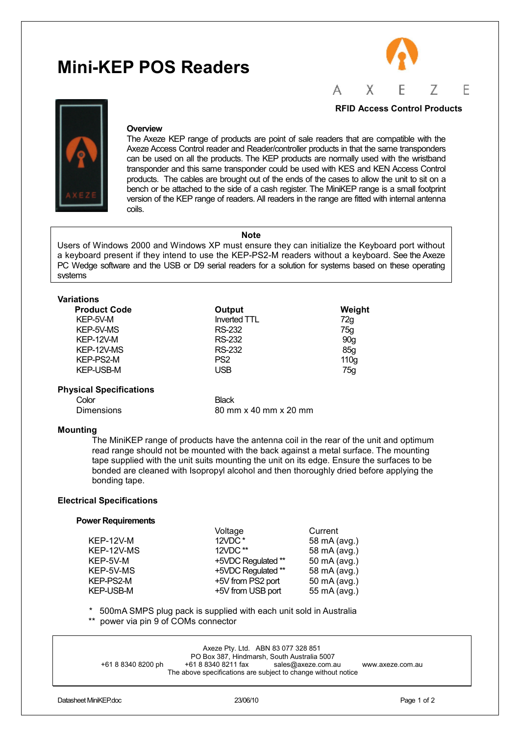# Mini-KEP POS Readers

AXEZE

**RFID Access Control Products**

## Overview

The Axeze KEP range of products are point of sale readers that are compatible with the Axeze Access Control reader and Reader/controller products in that the same transponders can be used on all the products. The KEP products are normally used with the wristband transponder and this same transponder could be used with KES and KEN Access Control products. The cables are brought out of the ends of the cases to allow the unit to sit on a bench or be attached to the side of a cash register. The MiniKEP range is a small footprint version of the KEP range of readers. All readers in the range are fitted with internal antenna coils.

> **Note**
>
> Users of Windows 2000 and Windows XP must ensure they can initialize the Keyboard port without a keyboard present if they intend to use the KEP-PS2-M readers without a keyboard. See the Axeze PC Wedge software and the USB or D9 serial readers for a solution for systems based on these operating systems

## Variations

| Product Code | Output | Weight |
|---|---|---|
| KEP-5V-M | Inverted TTL | 72g |
| KEP-5V-MS | RS-232 | 75g |
| KEP-12V-M | RS-232 | 90g |
| KEP-12V-MS | RS-232 | 85g |
| KEP-PS2-M | PS2 | 110g |
| KEP-USB-M | USB | 75g |

## Physical Specifications

| | |
|---|---|
| Color | Black |
| Dimensions | 80 mm x 40 mm x 20 mm |

## Mounting

The MiniKEP range of products have the antenna coil in the rear of the unit and optimum read range should not be mounted with the back against a metal surface. The mounting tape supplied with the unit suits mounting the unit on its edge. Ensure the surfaces to be bonded are cleaned with Isopropyl alcohol and then thoroughly dried before applying the bonding tape.

## Electrical Specifications

### Power Requirements

| | Voltage | Current |
|---|---|---|
| KEP-12V-M | 12VDC * | 58 mA (avg.) |
| KEP-12V-MS | 12VDC ** | 58 mA (avg.) |
| KEP-5V-M | +5VDC Regulated ** | 50 mA (avg.) |
| KEP-5V-MS | +5VDC Regulated ** | 58 mA (avg.) |
| KEP-PS2-M | +5V from PS2 port | 50 mA (avg.) |
| KEP-USB-M | +5V from USB port | 55 mA (avg.) |

\* 500mA SMPS plug pack is supplied with each unit sold in Australia

** power via pin 9 of COMs connector

Axeze Pty. Ltd. ABN 83 077 328 851
PO Box 387, Hindmarsh, South Australia 5007
+61 8 8340 8200 ph +61 8 8340 8211 fax sales@axeze.com.au www.axeze.com.au
The above specifications are subject to change without notice

Datasheet MiniKEP.doc 23/06/10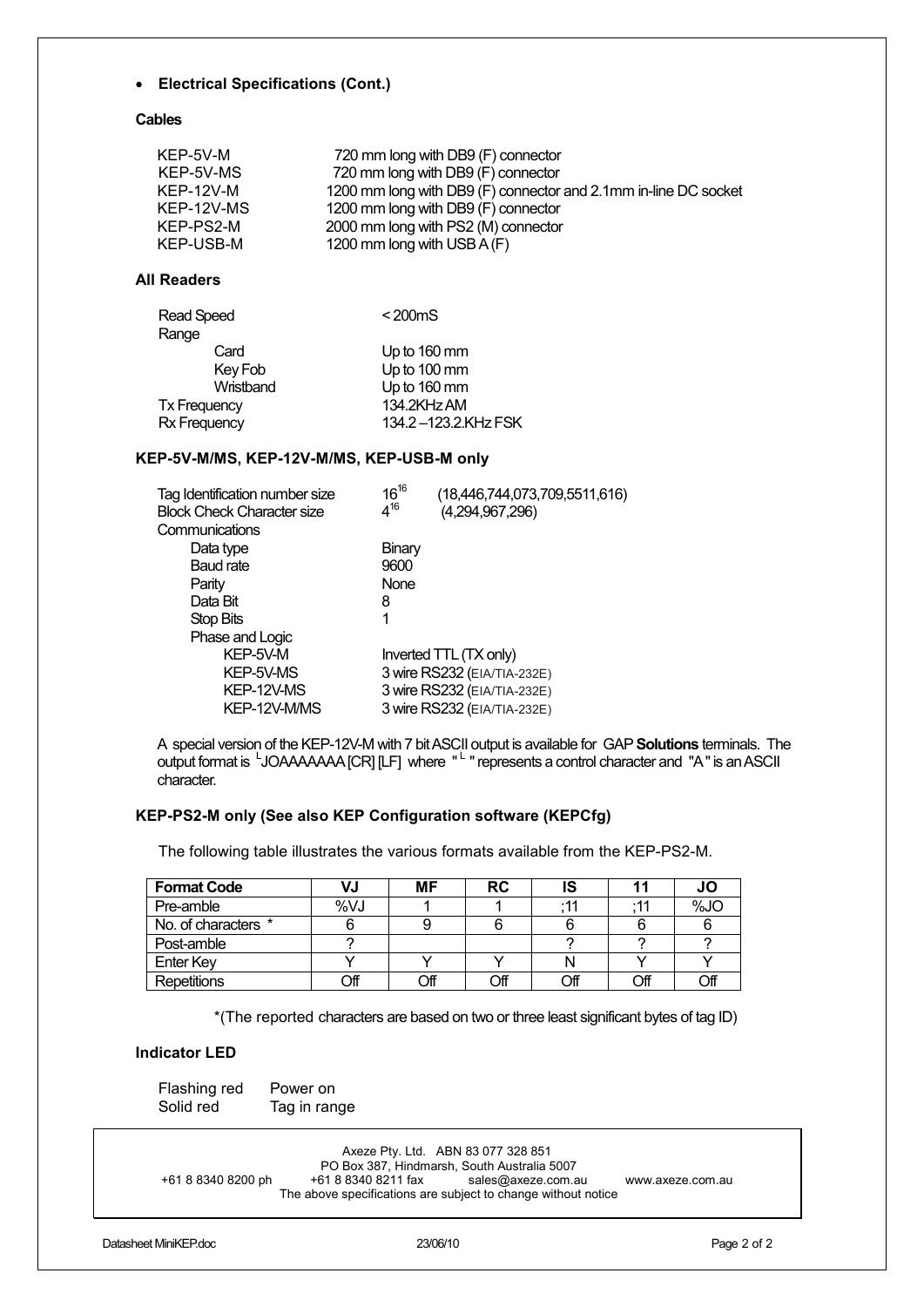- **Electrical Specifications (Cont.)**

### Cables

| | |
|---|---|
| KEP-5V-M | 720 mm long with DB9 (F) connector |
| KEP-5V-MS | 720 mm long with DB9 (F) connector |
| KEP-12V-M | 1200 mm long with DB9 (F) connector and 2.1mm in-line DC socket |
| KEP-12V-MS | 1200 mm long with DB9 (F) connector |
| KEP-PS2-M | 2000 mm long with PS2 (M) connector |
| KEP-USB-M | 1200 mm long with USB A (F) |

### All Readers

| | |
|---|---|
| Read Speed | < 200mS |
| Range | |
| Card | Up to 160 mm |
| Key Fob | Up to 100 mm |
| Wristband | Up to 160 mm |
| Tx Frequency | 134.2KHz AM |
| Rx Frequency | 134.2 –123.2.KHz FSK |

### KEP-5V-M/MS, KEP-12V-M/MS, KEP-USB-M only

| | |
|---|---|
| Tag Identification number size | $16^{16}$ (18,446,744,073,709,5511,616) |
| Block Check Character size | $4^{16}$ (4,294,967,296) |
| Communications | |
| Data type | Binary |
| Baud rate | 9600 |
| Parity | None |
| Data Bit | 8 |
| Stop Bits | 1 |
| Phase and Logic | |
| KEP-5V-M | Inverted TTL (TX only) |
| KEP-5V-MS | 3 wire RS232 (EIA/TIA-232E) |
| KEP-12V-MS | 3 wire RS232 (EIA/TIA-232E) |
| KEP-12V-M/MS | 3 wire RS232 (EIA/TIA-232E) |

A special version of the KEP-12V-M with 7 bit ASCII output is available for GAP **Solutions** terminals. The output format is └JOAAAAAAA [CR] [LF] where "└" represents a control character and "A" is an ASCII character.

### KEP-PS2-M only (See also KEP Configuration software (KEPCfg)

The following table illustrates the various formats available from the KEP-PS2-M.

| Format Code | VJ | MF | RC | IS | 11 | JO |
|---|---|---|---|---|---|---|
| Pre-amble | %VJ | 1 | 1 | ;11 | ;11 | %JO |
| No. of characters * | 6 | 9 | 6 | 6 | 6 | 6 |
| Post-amble | ? | | | ? | ? | ? |
| Enter Key | Y | Y | Y | N | Y | Y |
| Repetitions | Off | Off | Off | Off | Off | Off |

*(The reported characters are based on two or three least significant bytes of tag ID)

### Indicator LED

| | |
|---|---|
| Flashing red | Power on |
| Solid red | Tag in range |

Axeze Pty. Ltd. ABN 83 077 328 851
PO Box 387, Hindmarsh, South Australia 5007
+61 8 8340 8200 ph +61 8 8340 8211 fax sales@axeze.com.au www.axeze.com.au
The above specifications are subject to change without notice

Datasheet MiniKEP.doc 23/06/10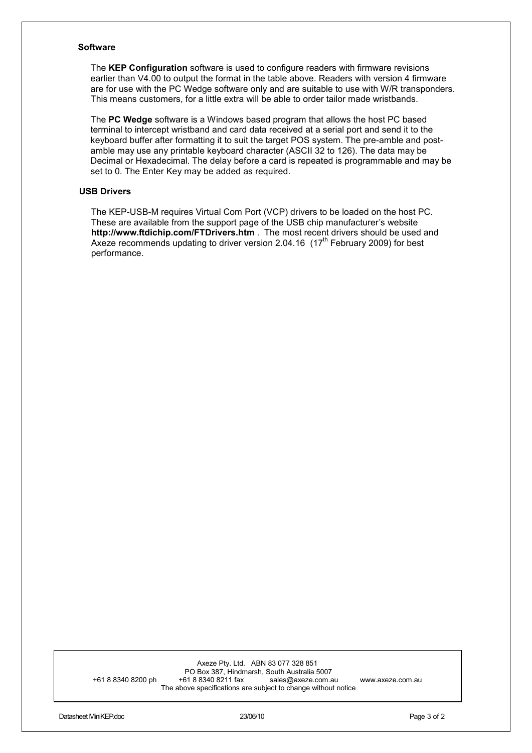**Software**

The **KEP Configuration** software is used to configure readers with firmware revisions earlier than V4.00 to output the format in the table above. Readers with version 4 firmware are for use with the PC Wedge software only and are suitable to use with W/R transponders. This means customers, for a little extra will be able to order tailor made wristbands.

The **PC Wedge** software is a Windows based program that allows the host PC based terminal to intercept wristband and card data received at a serial port and send it to the keyboard buffer after formatting it to suit the target POS system. The pre-amble and post-amble may use any printable keyboard character (ASCII 32 to 126). The data may be Decimal or Hexadecimal. The delay before a card is repeated is programmable and may be set to 0. The Enter Key may be added as required.

**USB Drivers**

The KEP-USB-M requires Virtual Com Port (VCP) drivers to be loaded on the host PC. These are available from the support page of the USB chip manufacturer's website **http://www.ftdichip.com/FTDrivers.htm** . The most recent drivers should be used and Axeze recommends updating to driver version 2.04.16 (17th February 2009) for best performance.

Axeze Pty. Ltd. ABN 83 077 328 851
PO Box 387, Hindmarsh, South Australia 5007
+61 8 8340 8200 ph +61 8 8340 8211 fax sales@axeze.com.au www.axeze.com.au
The above specifications are subject to change without notice